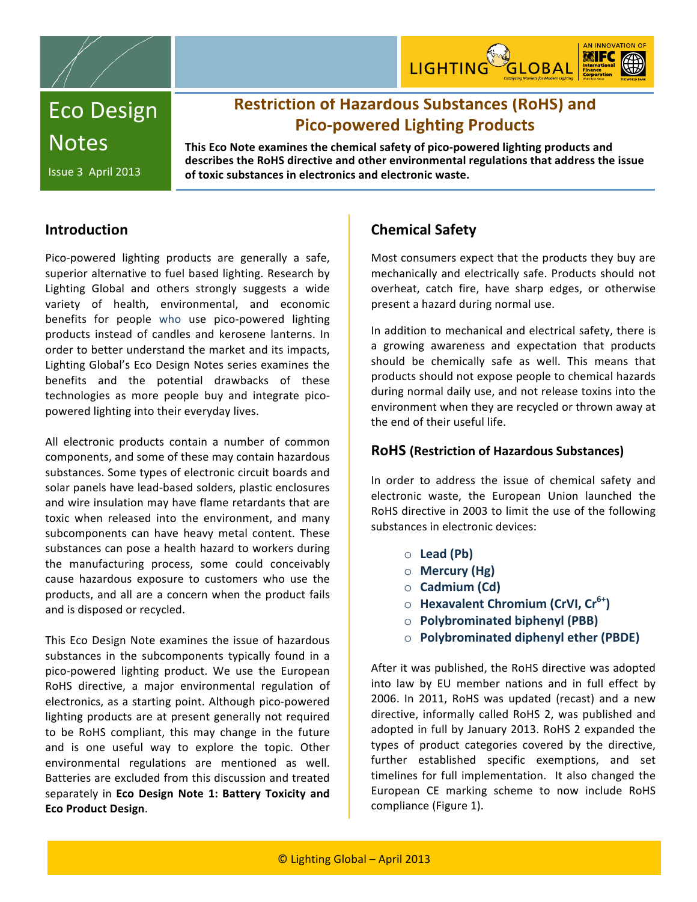# Eco Design Notes

Issue 3 April 2013

## Restriction of Hazardous Substances (RoHS) and Pico-powered Lighting Products

**This Eco Note examines the chemical safety of pico-powered lighting products and describes the RoHS directive and other environmental regulations that address the issue of toxic substances in electronics and electronic waste.**

## Introduction

Pico-powered lighting products are generally a safe, superior alternative to fuel based lighting. Research by Lighting Global and others strongly suggests a wide variety of health, environmental, and economic benefits for people who use pico-powered lighting products instead of candles and kerosene lanterns. In order to better understand the market and its impacts, Lighting Global's Eco Design Notes series examines the benefits and the potential drawbacks of these technologies as more people buy and integrate pico-powered lighting into their everyday lives.

All electronic products contain a number of common components, and some of these may contain hazardous substances. Some types of electronic circuit boards and solar panels have lead-based solders, plastic enclosures and wire insulation may have flame retardants that are toxic when released into the environment, and many subcomponents can have heavy metal content. These substances can pose a health hazard to workers during the manufacturing process, some could conceivably cause hazardous exposure to customers who use the products, and all are a concern when the product fails and is disposed or recycled.

This Eco Design Note examines the issue of hazardous substances in the subcomponents typically found in a pico-powered lighting product. We use the European RoHS directive, a major environmental regulation of electronics, as a starting point. Although pico-powered lighting products are at present generally not required to be RoHS compliant, this may change in the future and is one useful way to explore the topic. Other environmental regulations are mentioned as well. Batteries are excluded from this discussion and treated separately in **Eco Design Note 1: Battery Toxicity and Eco Product Design**.

## Chemical Safety

Most consumers expect that the products they buy are mechanically and electrically safe. Products should not overheat, catch fire, have sharp edges, or otherwise present a hazard during normal use.

In addition to mechanical and electrical safety, there is a growing awareness and expectation that products should be chemically safe as well. This means that products should not expose people to chemical hazards during normal daily use, and not release toxins into the environment when they are recycled or thrown away at the end of their useful life.

### RoHS (Restriction of Hazardous Substances)

In order to address the issue of chemical safety and electronic waste, the European Union launched the RoHS directive in 2003 to limit the use of the following substances in electronic devices:

- **Lead (Pb)**
- **Mercury (Hg)**
- **Cadmium (Cd)**
- **Hexavalent Chromium (CrVI, $Cr^{6+}$)**
- **Polybrominated biphenyl (PBB)**
- **Polybrominated diphenyl ether (PBDE)**

After it was published, the RoHS directive was adopted into law by EU member nations and in full effect by 2006. In 2011, RoHS was updated (recast) and a new directive, informally called RoHS 2, was published and adopted in full by January 2013. RoHS 2 expanded the types of product categories covered by the directive, further established specific exemptions, and set timelines for full implementation. It also changed the European CE marking scheme to now include RoHS compliance (Figure 1).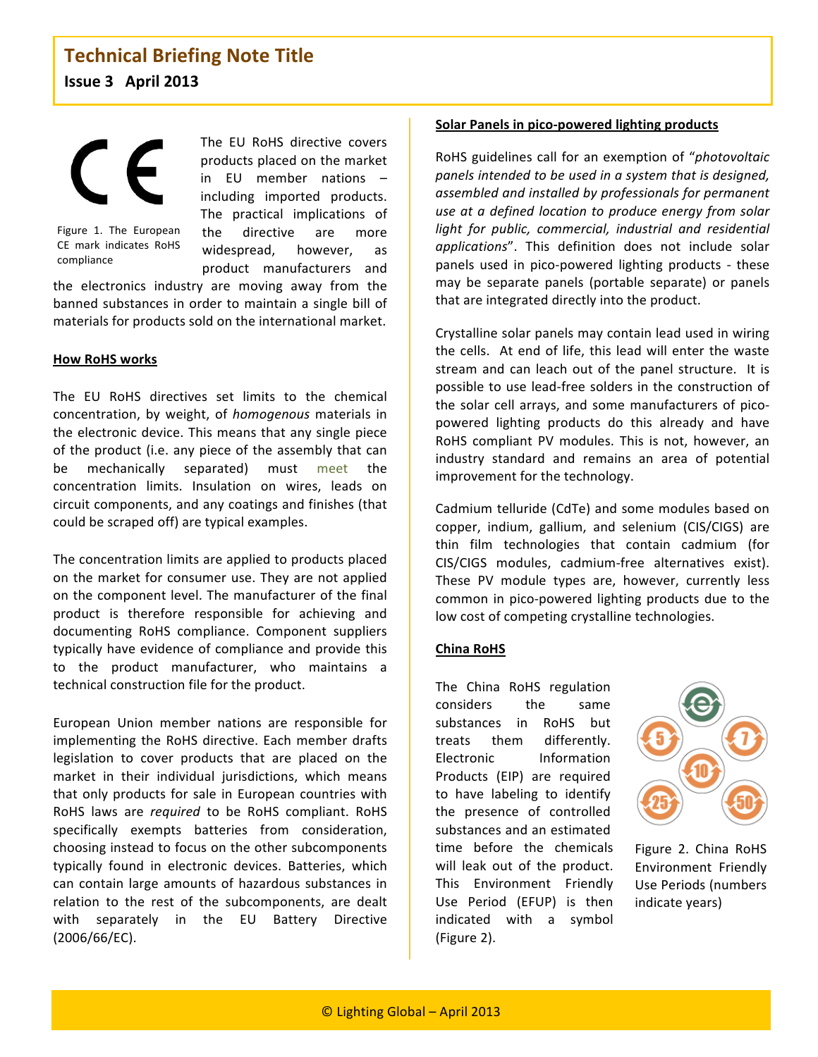# Technical Briefing Note Title

**Issue 3 April 2013**

Figure 1. The European CE mark indicates RoHS compliance

The EU RoHS directive covers products placed on the market in EU member nations – including imported products. The practical implications of the directive are more widespread, however, as product manufacturers and the electronics industry are moving away from the banned substances in order to maintain a single bill of materials for products sold on the international market.

**How RoHS works**

The EU RoHS directives set limits to the chemical concentration, by weight, of *homogenous* materials in the electronic device. This means that any single piece of the product (i.e. any piece of the assembly that can be mechanically separated) must meet the concentration limits. Insulation on wires, leads on circuit components, and any coatings and finishes (that could be scraped off) are typical examples.

The concentration limits are applied to products placed on the market for consumer use. They are not applied on the component level. The manufacturer of the final product is therefore responsible for achieving and documenting RoHS compliance. Component suppliers typically have evidence of compliance and provide this to the product manufacturer, who maintains a technical construction file for the product.

European Union member nations are responsible for implementing the RoHS directive. Each member drafts legislation to cover products that are placed on the market in their individual jurisdictions, which means that only products for sale in European countries with RoHS laws are *required* to be RoHS compliant. RoHS specifically exempts batteries from consideration, choosing instead to focus on the other subcomponents typically found in electronic devices. Batteries, which can contain large amounts of hazardous substances in relation to the rest of the subcomponents, are dealt with separately in the EU Battery Directive (2006/66/EC).

**Solar Panels in pico-powered lighting products**

RoHS guidelines call for an exemption of "*photovoltaic panels intended to be used in a system that is designed, assembled and installed by professionals for permanent use at a defined location to produce energy from solar light for public, commercial, industrial and residential applications*". This definition does not include solar panels used in pico-powered lighting products - these may be separate panels (portable separate) or panels that are integrated directly into the product.

Crystalline solar panels may contain lead used in wiring the cells. At end of life, this lead will enter the waste stream and can leach out of the panel structure. It is possible to use lead-free solders in the construction of the solar cell arrays, and some manufacturers of pico-powered lighting products do this already and have RoHS compliant PV modules. This is not, however, an industry standard and remains an area of potential improvement for the technology.

Cadmium telluride (CdTe) and some modules based on copper, indium, gallium, and selenium (CIS/CIGS) are thin film technologies that contain cadmium (for CIS/CIGS modules, cadmium-free alternatives exist). These PV module types are, however, currently less common in pico-powered lighting products due to the low cost of competing crystalline technologies.

**China RoHS**

The China RoHS regulation considers the same substances in RoHS but treats them differently. Electronic Information Products (EIP) are required to have labeling to identify the presence of controlled substances and an estimated time before the chemicals will leak out of the product. This Environment Friendly Use Period (EFUP) is then indicated with a symbol (Figure 2).

Figure 2. China RoHS Environment Friendly Use Periods (numbers indicate years)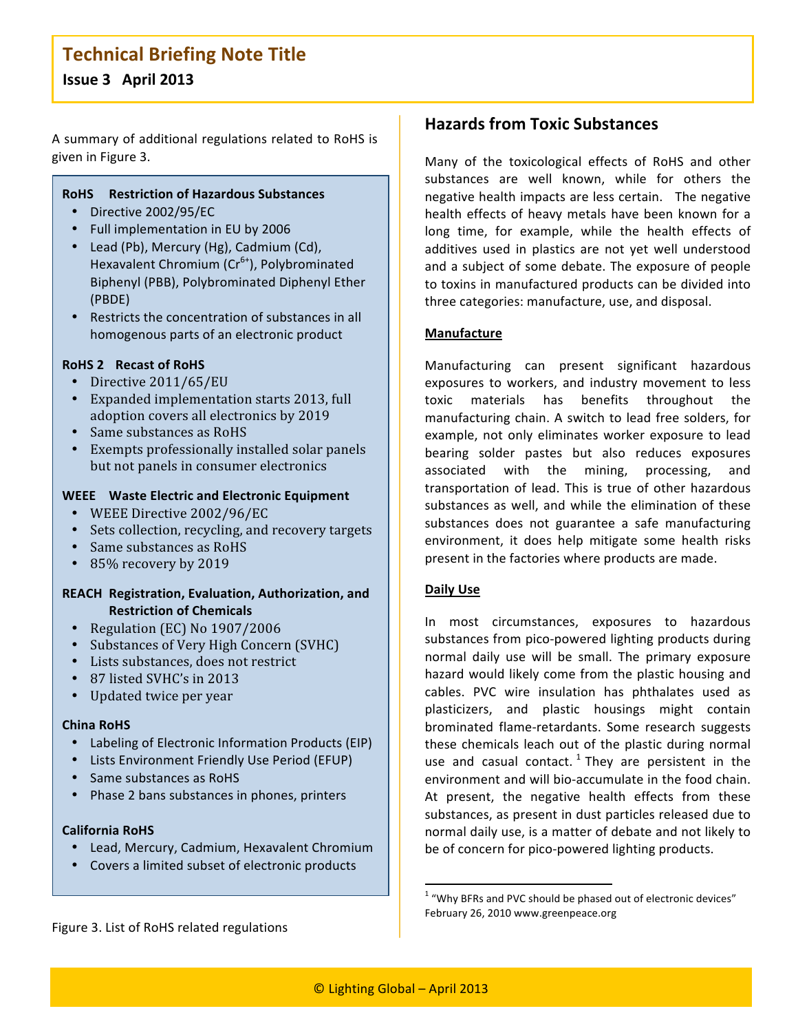A summary of additional regulations related to RoHS is given in Figure 3.

**RoHS Restriction of Hazardous Substances**

- Directive 2002/95/EC
- Full implementation in EU by 2006
- Lead (Pb), Mercury (Hg), Cadmium (Cd), Hexavalent Chromium ($Cr^{6+}$), Polybrominated Biphenyl (PBB), Polybrominated Diphenyl Ether (PBDE)
- Restricts the concentration of substances in all homogenous parts of an electronic product

**RoHS 2 Recast of RoHS**

- Directive 2011/65/EU
- Expanded implementation starts 2013, full adoption covers all electronics by 2019
- Same substances as RoHS
- Exempts professionally installed solar panels but not panels in consumer electronics

**WEEE Waste Electric and Electronic Equipment**

- WEEE Directive 2002/96/EC
- Sets collection, recycling, and recovery targets
- Same substances as RoHS
- 85% recovery by 2019

**REACH Registration, Evaluation, Authorization, and Restriction of Chemicals**

- Regulation (EC) No 1907/2006
- Substances of Very High Concern (SVHC)
- Lists substances, does not restrict
- 87 listed SVHC's in 2013
- Updated twice per year

**China RoHS**

- Labeling of Electronic Information Products (EIP)
- Lists Environment Friendly Use Period (EFUP)
- Same substances as RoHS
- Phase 2 bans substances in phones, printers

**California RoHS**

- Lead, Mercury, Cadmium, Hexavalent Chromium
- Covers a limited subset of electronic products

Figure 3. List of RoHS related regulations

## Hazards from Toxic Substances

Many of the toxicological effects of RoHS and other substances are well known, while for others the negative health impacts are less certain. The negative health effects of heavy metals have been known for a long time, for example, while the health effects of additives used in plastics are not yet well understood and a subject of some debate. The exposure of people to toxins in manufactured products can be divided into three categories: manufacture, use, and disposal.

### Manufacture

Manufacturing can present significant hazardous exposures to workers, and industry movement to less toxic materials has benefits throughout the manufacturing chain. A switch to lead free solders, for example, not only eliminates worker exposure to lead bearing solder pastes but also reduces exposures associated with the mining, processing, and transportation of lead. This is true of other hazardous substances as well, and while the elimination of these substances does not guarantee a safe manufacturing environment, it does help mitigate some health risks present in the factories where products are made.

### Daily Use

In most circumstances, exposures to hazardous substances from pico-powered lighting products during normal daily use will be small. The primary exposure hazard would likely come from the plastic housing and cables. PVC wire insulation has phthalates used as plasticizers, and plastic housings might contain brominated flame-retardants. Some research suggests these chemicals leach out of the plastic during normal use and casual contact.[1] They are persistent in the environment and will bio-accumulate in the food chain. At present, the negative health effects from these substances, as present in dust particles released due to normal daily use, is a matter of debate and not likely to be of concern for pico-powered lighting products.

[1] "Why BFRs and PVC should be phased out of electronic devices" February 26, 2010 www.greenpeace.org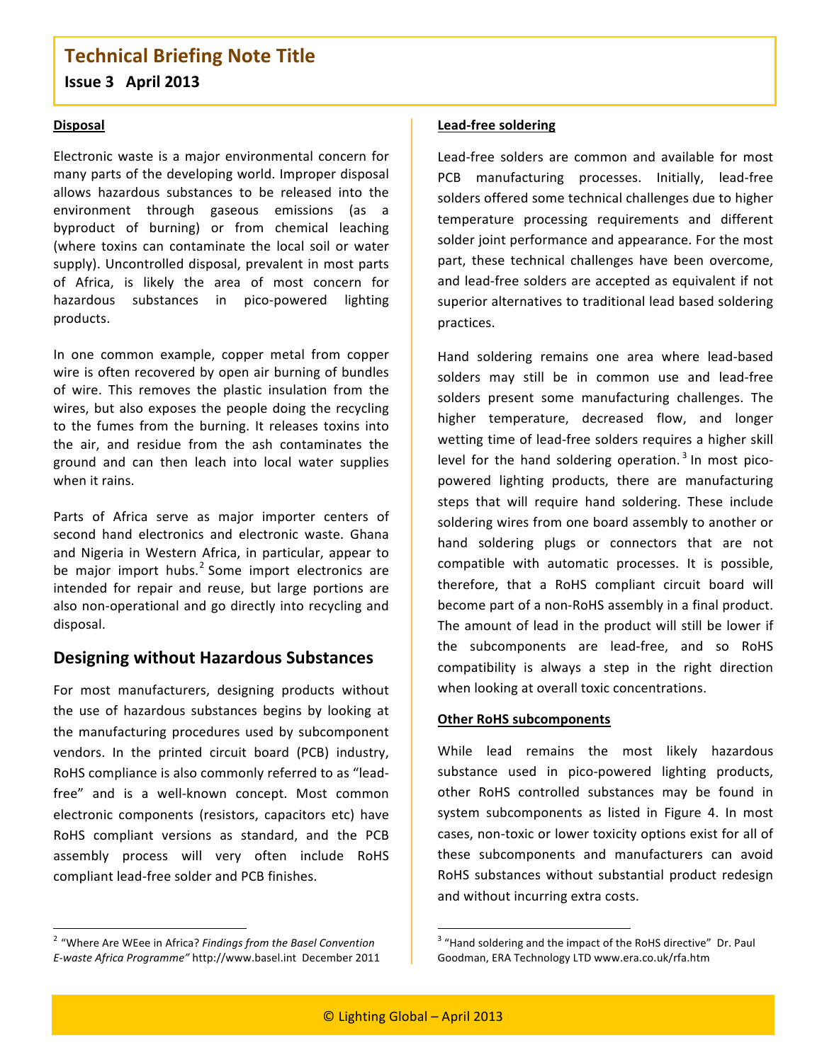#### Disposal

Electronic waste is a major environmental concern for many parts of the developing world. Improper disposal allows hazardous substances to be released into the environment through gaseous emissions (as a byproduct of burning) or from chemical leaching (where toxins can contaminate the local soil or water supply). Uncontrolled disposal, prevalent in most parts of Africa, is likely the area of most concern for hazardous substances in pico-powered lighting products.

In one common example, copper metal from copper wire is often recovered by open air burning of bundles of wire. This removes the plastic insulation from the wires, but also exposes the people doing the recycling to the fumes from the burning. It releases toxins into the air, and residue from the ash contaminates the ground and can then leach into local water supplies when it rains.

Parts of Africa serve as major importer centers of second hand electronics and electronic waste. Ghana and Nigeria in Western Africa, in particular, appear to be major import hubs.[2] Some import electronics are intended for repair and reuse, but large portions are also non-operational and go directly into recycling and disposal.

## Designing without Hazardous Substances

For most manufacturers, designing products without the use of hazardous substances begins by looking at the manufacturing procedures used by subcomponent vendors. In the printed circuit board (PCB) industry, RoHS compliance is also commonly referred to as "lead-free" and is a well-known concept. Most common electronic components (resistors, capacitors etc) have RoHS compliant versions as standard, and the PCB assembly process will very often include RoHS compliant lead-free solder and PCB finishes.

#### Lead-free soldering

Lead-free solders are common and available for most PCB manufacturing processes. Initially, lead-free solders offered some technical challenges due to higher temperature processing requirements and different solder joint performance and appearance. For the most part, these technical challenges have been overcome, and lead-free solders are accepted as equivalent if not superior alternatives to traditional lead based soldering practices.

Hand soldering remains one area where lead-based solders may still be in common use and lead-free solders present some manufacturing challenges. The higher temperature, decreased flow, and longer wetting time of lead-free solders requires a higher skill level for the hand soldering operation.[3] In most pico-powered lighting products, there are manufacturing steps that will require hand soldering. These include soldering wires from one board assembly to another or hand soldering plugs or connectors that are not compatible with automatic processes. It is possible, therefore, that a RoHS compliant circuit board will become part of a non-RoHS assembly in a final product. The amount of lead in the product will still be lower if the subcomponents are lead-free, and so RoHS compatibility is always a step in the right direction when looking at overall toxic concentrations.

#### Other RoHS subcomponents

While lead remains the most likely hazardous substance used in pico-powered lighting products, other RoHS controlled substances may be found in system subcomponents as listed in Figure 4. In most cases, non-toxic or lower toxicity options exist for all of these subcomponents and manufacturers can avoid RoHS substances without substantial product redesign and without incurring extra costs.

---

[2] "Where Are WEee in Africa? *Findings from the Basel Convention E-waste Africa Programme"* http://www.basel.int December 2011

[3] "Hand soldering and the impact of the RoHS directive" Dr. Paul Goodman, ERA Technology LTD www.era.co.uk/rfa.htm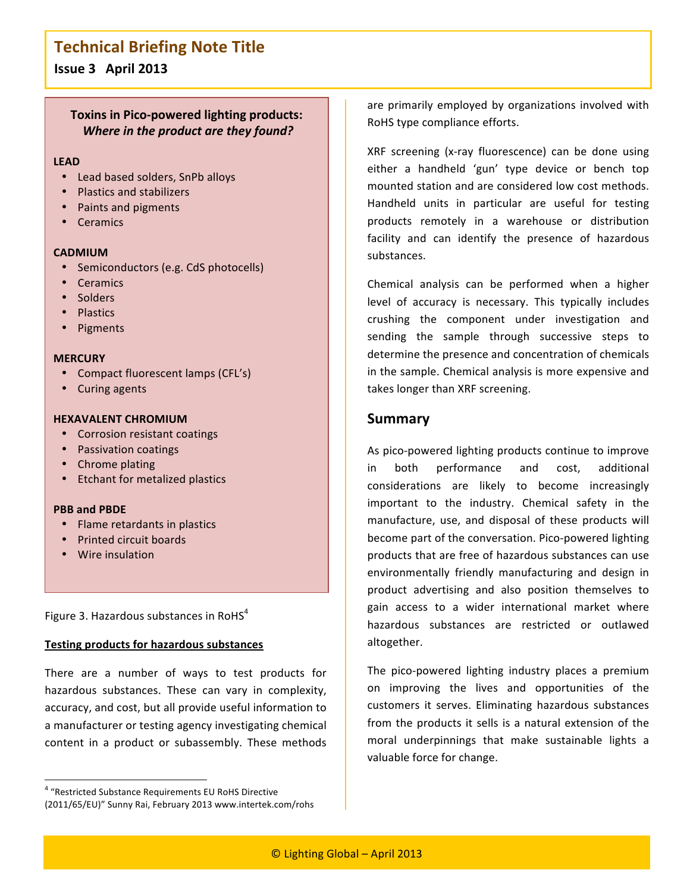**Toxins in Pico-powered lighting products:**
***Where in the product are they found?***

**LEAD**

- Lead based solders, SnPb alloys
- Plastics and stabilizers
- Paints and pigments
- Ceramics

**CADMIUM**

- Semiconductors (e.g. CdS photocells)
- Ceramics
- Solders
- Plastics
- Pigments

**MERCURY**

- Compact fluorescent lamps (CFL's)
- Curing agents

**HEXAVALENT CHROMIUM**

- Corrosion resistant coatings
- Passivation coatings
- Chrome plating
- Etchant for metalized plastics

**PBB and PBDE**

- Flame retardants in plastics
- Printed circuit boards
- Wire insulation

Figure 3. Hazardous substances in RoHS[4]

**Testing products for hazardous substances**

There are a number of ways to test products for hazardous substances. These can vary in complexity, accuracy, and cost, but all provide useful information to a manufacturer or testing agency investigating chemical content in a product or subassembly. These methods are primarily employed by organizations involved with RoHS type compliance efforts.

XRF screening (x-ray fluorescence) can be done using either a handheld 'gun' type device or bench top mounted station and are considered low cost methods. Handheld units in particular are useful for testing products remotely in a warehouse or distribution facility and can identify the presence of hazardous substances.

Chemical analysis can be performed when a higher level of accuracy is necessary. This typically includes crushing the component under investigation and sending the sample through successive steps to determine the presence and concentration of chemicals in the sample. Chemical analysis is more expensive and takes longer than XRF screening.

## Summary

As pico-powered lighting products continue to improve in both performance and cost, additional considerations are likely to become increasingly important to the industry. Chemical safety in the manufacture, use, and disposal of these products will become part of the conversation. Pico-powered lighting products that are free of hazardous substances can use environmentally friendly manufacturing and design in product advertising and also position themselves to gain access to a wider international market where hazardous substances are restricted or outlawed altogether.

The pico-powered lighting industry places a premium on improving the lives and opportunities of the customers it serves. Eliminating hazardous substances from the products it sells is a natural extension of the moral underpinnings that make sustainable lights a valuable force for change.

[4] "Restricted Substance Requirements EU RoHS Directive (2011/65/EU)" Sunny Rai, February 2013 www.intertek.com/rohs